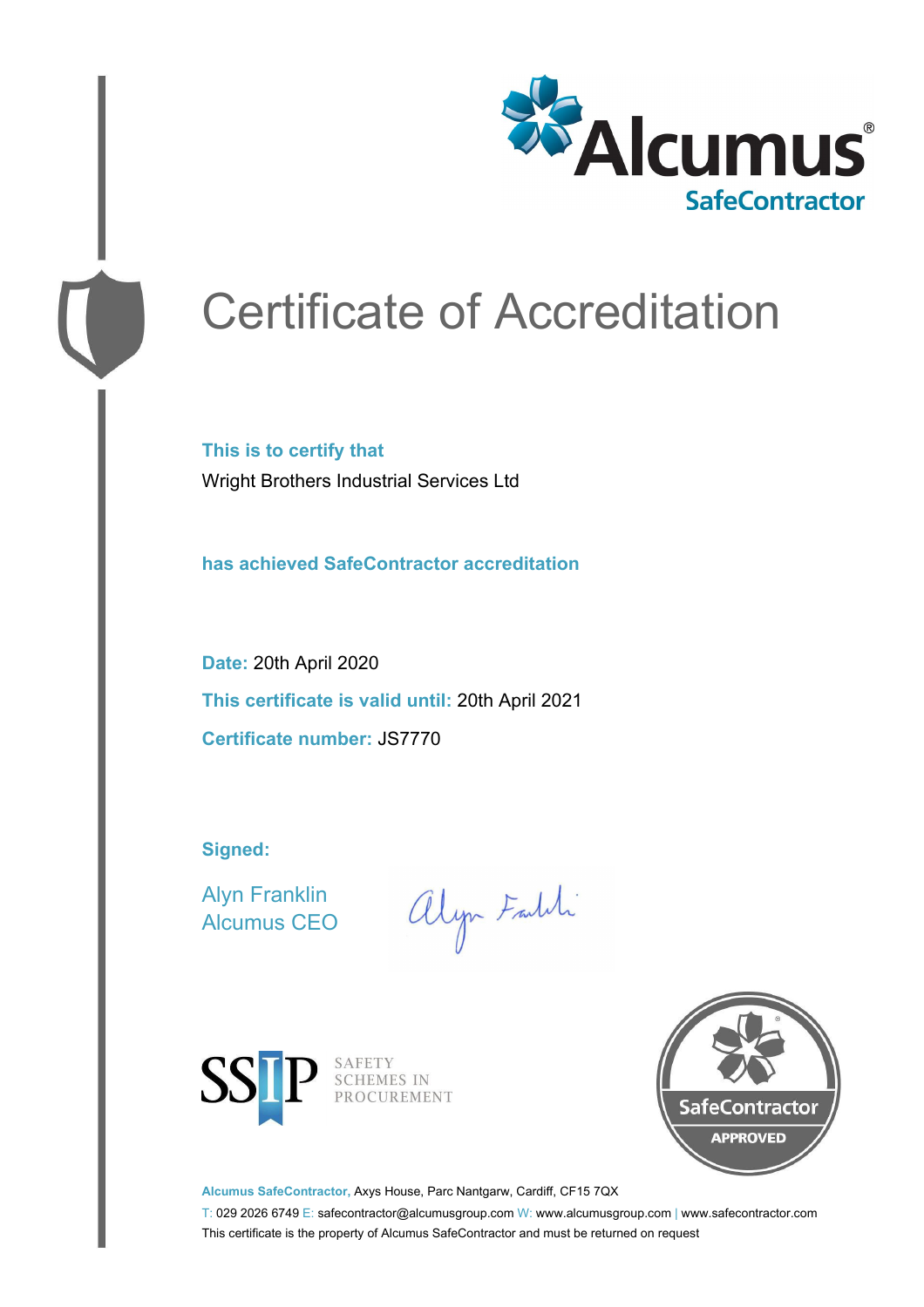Alcumus®
SafeContractor

# Certificate of Accreditation

**This is to certify that**

Wright Brothers Industrial Services Ltd

**has achieved SafeContractor accreditation**

**Date:** 20th April 2020

**This certificate is valid until:** 20th April 2021

**Certificate number:** JS7770

**Signed:**

Alyn Franklin
Alcumus CEO

SSIP SAFETY SCHEMES IN PROCUREMENT

SafeContractor APPROVED

**Alcumus SafeContractor,** Axys House, Parc Nantgarw, Cardiff, CF15 7QX

T: 029 2026 6749 E: safecontractor@alcumusgroup.com W: www.alcumusgroup.com | www.safecontractor.com

This certificate is the property of Alcumus SafeContractor and must be returned on request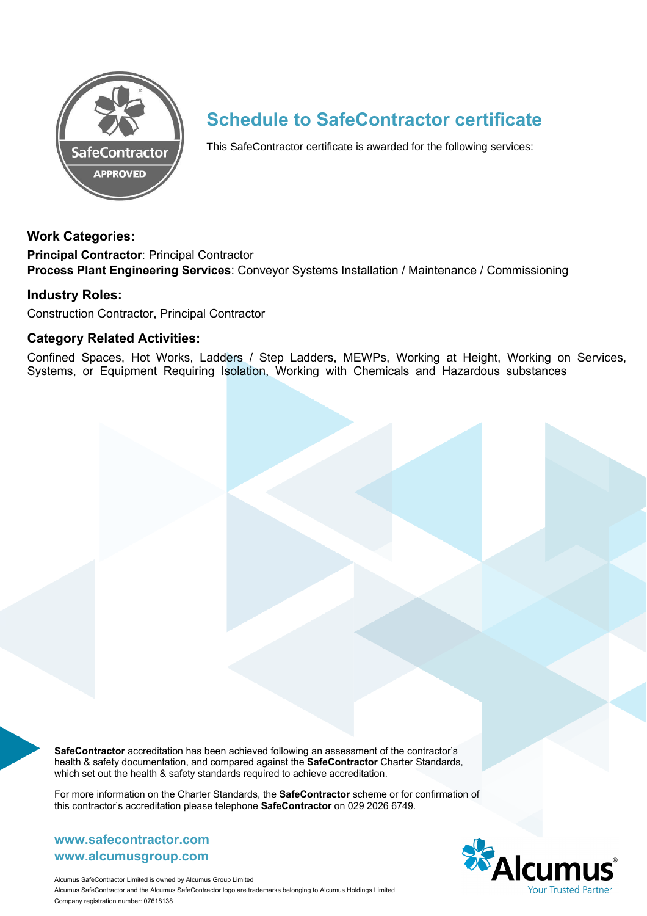# Schedule to SafeContractor certificate

This SafeContractor certificate is awarded for the following services:

### Work Categories:

**Principal Contractor**: Principal Contractor
**Process Plant Engineering Services**: Conveyor Systems Installation / Maintenance / Commissioning

### Industry Roles:

Construction Contractor, Principal Contractor

### Category Related Activities:

Confined Spaces, Hot Works, Ladders / Step Ladders, MEWPs, Working at Height, Working on Services, Systems, or Equipment Requiring Isolation, Working with Chemicals and Hazardous substances

**SafeContractor** accreditation has been achieved following an assessment of the contractor's health & safety documentation, and compared against the **SafeContractor** Charter Standards, which set out the health & safety standards required to achieve accreditation.

For more information on the Charter Standards, the **SafeContractor** scheme or for confirmation of this contractor's accreditation please telephone **SafeContractor** on 029 2026 6749.

**www.safecontractor.com**
**www.alcumusgroup.com**

Alcumus SafeContractor Limited is owned by Alcumus Group Limited
Alcumus SafeContractor and the Alcumus SafeContractor logo are trademarks belonging to Alcumus Holdings Limited
Company registration number: 07618138

Alcumus®
Your Trusted Partner